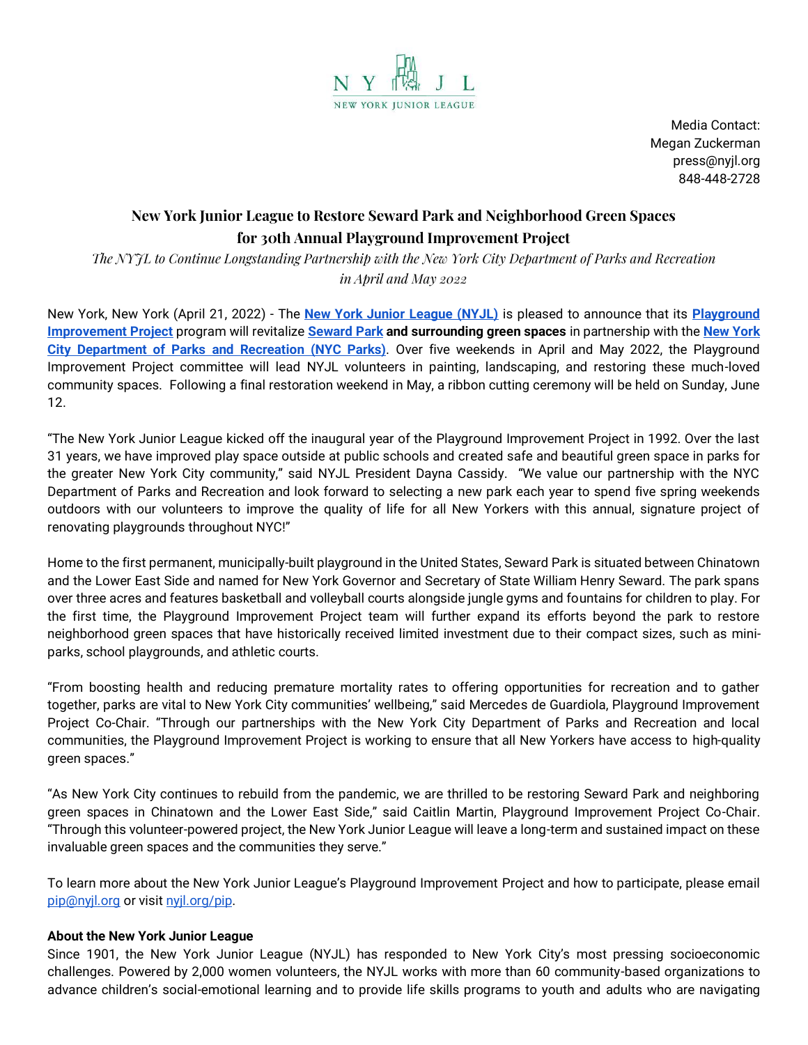NYJL

NEW YORK JUNIOR LEAGUE

Media Contact:
Megan Zuckerman
press@nyjl.org
848-448-2728

# New York Junior League to Restore Seward Park and Neighborhood Green Spaces for 30th Annual Playground Improvement Project

*The NYJL to Continue Longstanding Partnership with the New York City Department of Parks and Recreation in April and May 2022*

New York, New York (April 21, 2022) - The **New York Junior League (NYJL)** is pleased to announce that its **Playground Improvement Project** program will revitalize **Seward Park and surrounding green spaces** in partnership with the **New York City Department of Parks and Recreation (NYC Parks)**. Over five weekends in April and May 2022, the Playground Improvement Project committee will lead NYJL volunteers in painting, landscaping, and restoring these much-loved community spaces. Following a final restoration weekend in May, a ribbon cutting ceremony will be held on Sunday, June 12.

"The New York Junior League kicked off the inaugural year of the Playground Improvement Project in 1992. Over the last 31 years, we have improved play space outside at public schools and created safe and beautiful green space in parks for the greater New York City community," said NYJL President Dayna Cassidy. "We value our partnership with the NYC Department of Parks and Recreation and look forward to selecting a new park each year to spend five spring weekends outdoors with our volunteers to improve the quality of life for all New Yorkers with this annual, signature project of renovating playgrounds throughout NYC!"

Home to the first permanent, municipally-built playground in the United States, Seward Park is situated between Chinatown and the Lower East Side and named for New York Governor and Secretary of State William Henry Seward. The park spans over three acres and features basketball and volleyball courts alongside jungle gyms and fountains for children to play. For the first time, the Playground Improvement Project team will further expand its efforts beyond the park to restore neighborhood green spaces that have historically received limited investment due to their compact sizes, such as mini-parks, school playgrounds, and athletic courts.

"From boosting health and reducing premature mortality rates to offering opportunities for recreation and to gather together, parks are vital to New York City communities' wellbeing," said Mercedes de Guardiola, Playground Improvement Project Co-Chair. "Through our partnerships with the New York City Department of Parks and Recreation and local communities, the Playground Improvement Project is working to ensure that all New Yorkers have access to high-quality green spaces."

"As New York City continues to rebuild from the pandemic, we are thrilled to be restoring Seward Park and neighboring green spaces in Chinatown and the Lower East Side," said Caitlin Martin, Playground Improvement Project Co-Chair. "Through this volunteer-powered project, the New York Junior League will leave a long-term and sustained impact on these invaluable green spaces and the communities they serve."

To learn more about the New York Junior League's Playground Improvement Project and how to participate, please email pip@nyjl.org or visit nyjl.org/pip.

**About the New York Junior League**

Since 1901, the New York Junior League (NYJL) has responded to New York City's most pressing socioeconomic challenges. Powered by 2,000 women volunteers, the NYJL works with more than 60 community-based organizations to advance children's social-emotional learning and to provide life skills programs to youth and adults who are navigating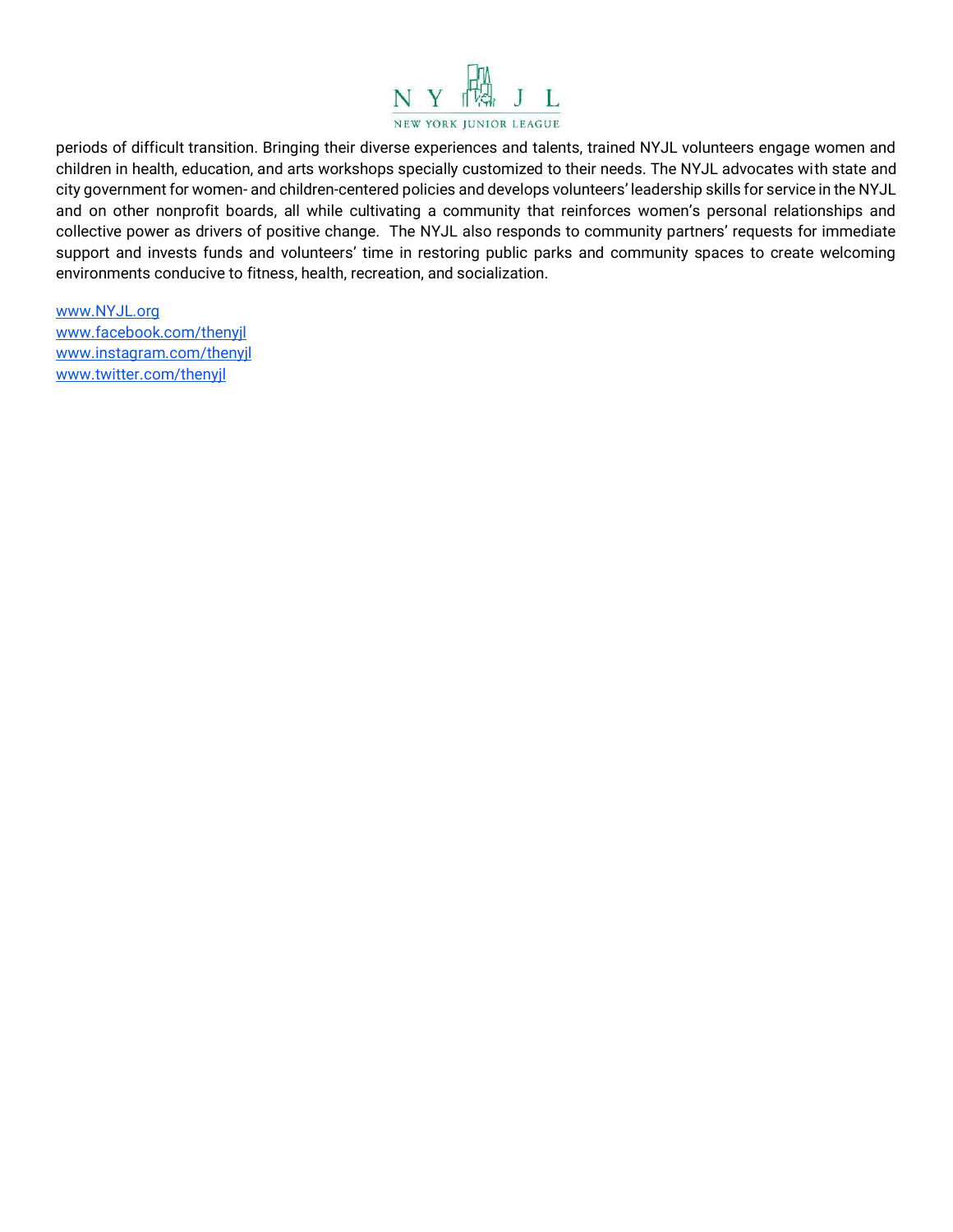periods of difficult transition. Bringing their diverse experiences and talents, trained NYJL volunteers engage women and children in health, education, and arts workshops specially customized to their needs. The NYJL advocates with state and city government for women- and children-centered policies and develops volunteers' leadership skills for service in the NYJL and on other nonprofit boards, all while cultivating a community that reinforces women's personal relationships and collective power as drivers of positive change. The NYJL also responds to community partners' requests for immediate support and invests funds and volunteers' time in restoring public parks and community spaces to create welcoming environments conducive to fitness, health, recreation, and socialization.

www.NYJL.org
www.facebook.com/thenyjl
www.instagram.com/thenyjl
www.twitter.com/thenyjl